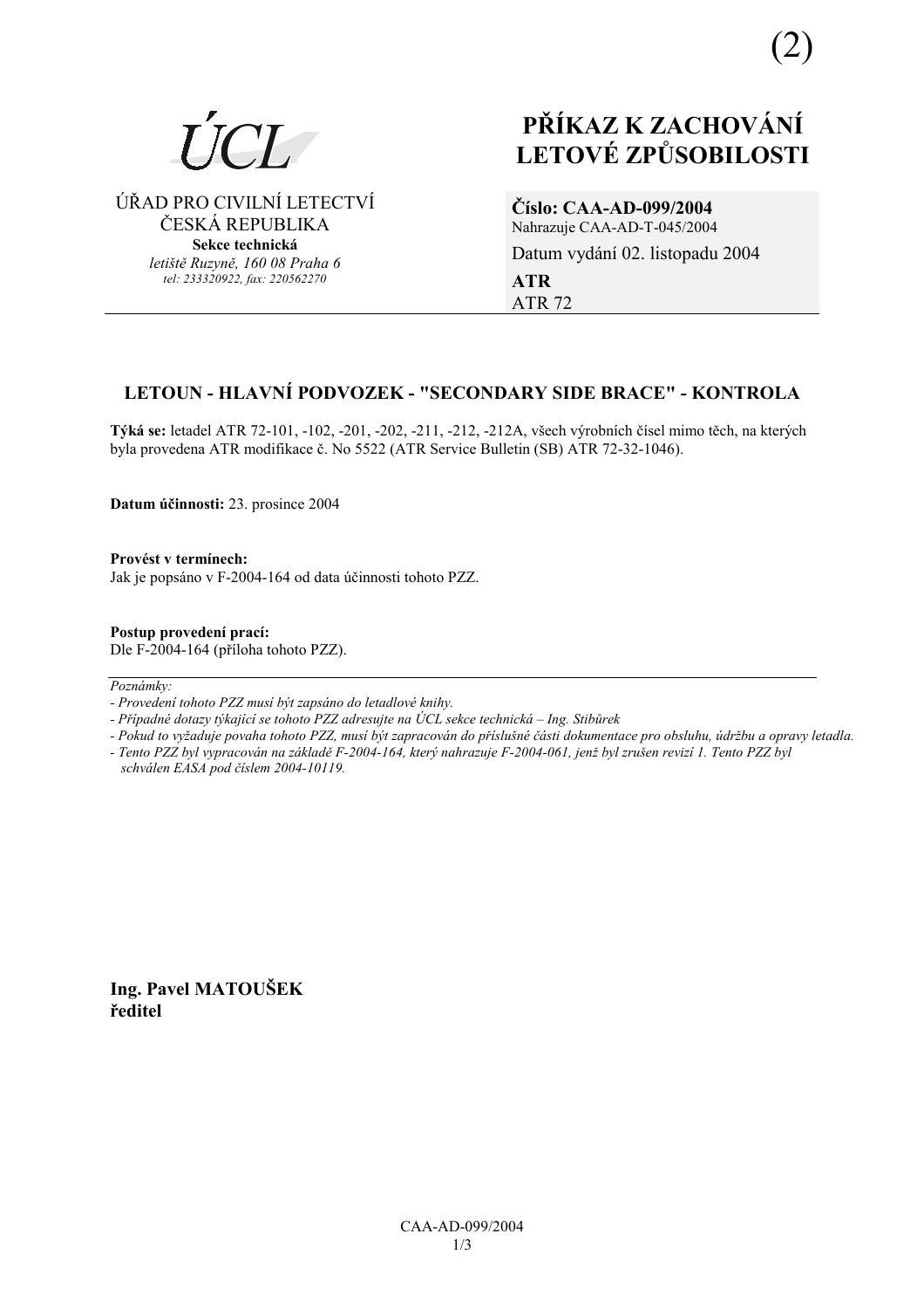(2)

ÚCL

ÚŘAD PRO CIVILNÍ LETECTVÍ
ČESKÁ REPUBLIKA
**Sekce technická**
*letiště Ruzyně, 160 08 Praha 6*
*tel: 233320922, fax: 220562270*

# PŘÍKAZ K ZACHOVÁNÍ LETOVÉ ZPŮSOBILOSTI

**Číslo: CAA-AD-099/2004**
Nahrazuje CAA-AD-T-045/2004
Datum vydání 02. listopadu 2004
**ATR**
ATR 72

## LETOUN - HLAVNÍ PODVOZEK - "SECONDARY SIDE BRACE" - KONTROLA

**Týká se:** letadel ATR 72-101, -102, -201, -202, -211, -212, -212A, všech výrobních čísel mimo těch, na kterých byla provedena ATR modifikace č. No 5522 (ATR Service Bulletin (SB) ATR 72-32-1046).

**Datum účinnosti:** 23. prosince 2004

**Provést v termínech:**
Jak je popsáno v F-2004-164 od data účinnosti tohoto PZZ.

**Postup provedení prací:**
Dle F-2004-164 (příloha tohoto PZZ).

---

*Poznámky:*
*- Provedení tohoto PZZ musí být zapsáno do letadlové knihy.*
*- Případné dotazy týkající se tohoto PZZ adresujte na ÚCL sekce technická – Ing. Stibůrek*
*- Pokud to vyžaduje povaha tohoto PZZ, musí být zapracován do příslušné části dokumentace pro obsluhu, údržbu a opravy letadla.*
*- Tento PZZ byl vypracován na základě F-2004-164, který nahrazuje F-2004-061, jenž byl zrušen revizí 1. Tento PZZ byl schválen EASA pod číslem 2004-10119.*

**Ing. Pavel MATOUŠEK**
**ředitel**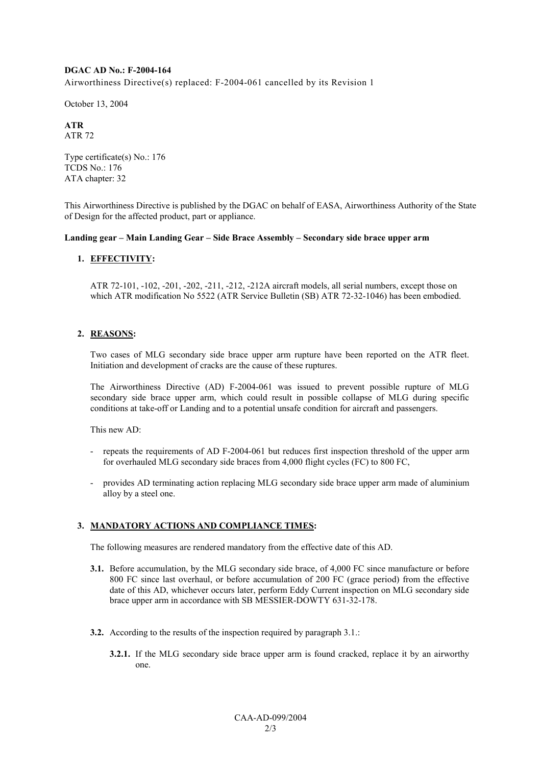**DGAC AD No.: F-2004-164**

Airworthiness Directive(s) replaced: F-2004-061 cancelled by its Revision 1

October 13, 2004

**ATR**

ATR 72

Type certificate(s) No.: 176

TCDS No.: 176

ATA chapter: 32

This Airworthiness Directive is published by the DGAC on behalf of EASA, Airworthiness Authority of the State of Design for the affected product, part or appliance.

**Landing gear – Main Landing Gear – Side Brace Assembly – Secondary side brace upper arm**

## 1. EFFECTIVITY:

ATR 72-101, -102, -201, -202, -211, -212, -212A aircraft models, all serial numbers, except those on which ATR modification No 5522 (ATR Service Bulletin (SB) ATR 72-32-1046) has been embodied.

## 2. REASONS:

Two cases of MLG secondary side brace upper arm rupture have been reported on the ATR fleet. Initiation and development of cracks are the cause of these ruptures.

The Airworthiness Directive (AD) F-2004-061 was issued to prevent possible rupture of MLG secondary side brace upper arm, which could result in possible collapse of MLG during specific conditions at take-off or Landing and to a potential unsafe condition for aircraft and passengers.

This new AD:

- repeats the requirements of AD F-2004-061 but reduces first inspection threshold of the upper arm for overhauled MLG secondary side braces from 4,000 flight cycles (FC) to 800 FC,
- provides AD terminating action replacing MLG secondary side brace upper arm made of aluminium alloy by a steel one.

## 3. MANDATORY ACTIONS AND COMPLIANCE TIMES:

The following measures are rendered mandatory from the effective date of this AD.

**3.1.** Before accumulation, by the MLG secondary side brace, of 4,000 FC since manufacture or before 800 FC since last overhaul, or before accumulation of 200 FC (grace period) from the effective date of this AD, whichever occurs later, perform Eddy Current inspection on MLG secondary side brace upper arm in accordance with SB MESSIER-DOWTY 631-32-178.

**3.2.** According to the results of the inspection required by paragraph 3.1.:

**3.2.1.** If the MLG secondary side brace upper arm is found cracked, replace it by an airworthy one.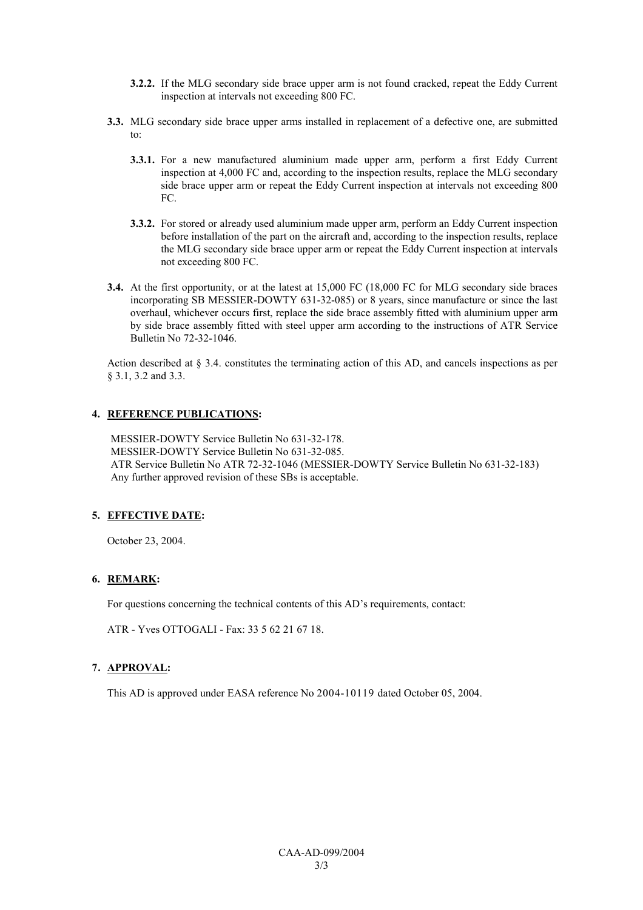**3.2.2.** If the MLG secondary side brace upper arm is not found cracked, repeat the Eddy Current inspection at intervals not exceeding 800 FC.

**3.3.** MLG secondary side brace upper arms installed in replacement of a defective one, are submitted to:

**3.3.1.** For a new manufactured aluminium made upper arm, perform a first Eddy Current inspection at 4,000 FC and, according to the inspection results, replace the MLG secondary side brace upper arm or repeat the Eddy Current inspection at intervals not exceeding 800 FC.

**3.3.2.** For stored or already used aluminium made upper arm, perform an Eddy Current inspection before installation of the part on the aircraft and, according to the inspection results, replace the MLG secondary side brace upper arm or repeat the Eddy Current inspection at intervals not exceeding 800 FC.

**3.4.** At the first opportunity, or at the latest at 15,000 FC (18,000 FC for MLG secondary side braces incorporating SB MESSIER-DOWTY 631-32-085) or 8 years, since manufacture or since the last overhaul, whichever occurs first, replace the side brace assembly fitted with aluminium upper arm by side brace assembly fitted with steel upper arm according to the instructions of ATR Service Bulletin No 72-32-1046.

Action described at § 3.4. constitutes the terminating action of this AD, and cancels inspections as per § 3.1, 3.2 and 3.3.

## 4. REFERENCE PUBLICATIONS:

MESSIER-DOWTY Service Bulletin No 631-32-178.
MESSIER-DOWTY Service Bulletin No 631-32-085.
ATR Service Bulletin No ATR 72-32-1046 (MESSIER-DOWTY Service Bulletin No 631-32-183)
Any further approved revision of these SBs is acceptable.

## 5. EFFECTIVE DATE:

October 23, 2004.

## 6. REMARK:

For questions concerning the technical contents of this AD's requirements, contact:

ATR - Yves OTTOGALI - Fax: 33 5 62 21 67 18.

## 7. APPROVAL:

This AD is approved under EASA reference No 2004-10119 dated October 05, 2004.